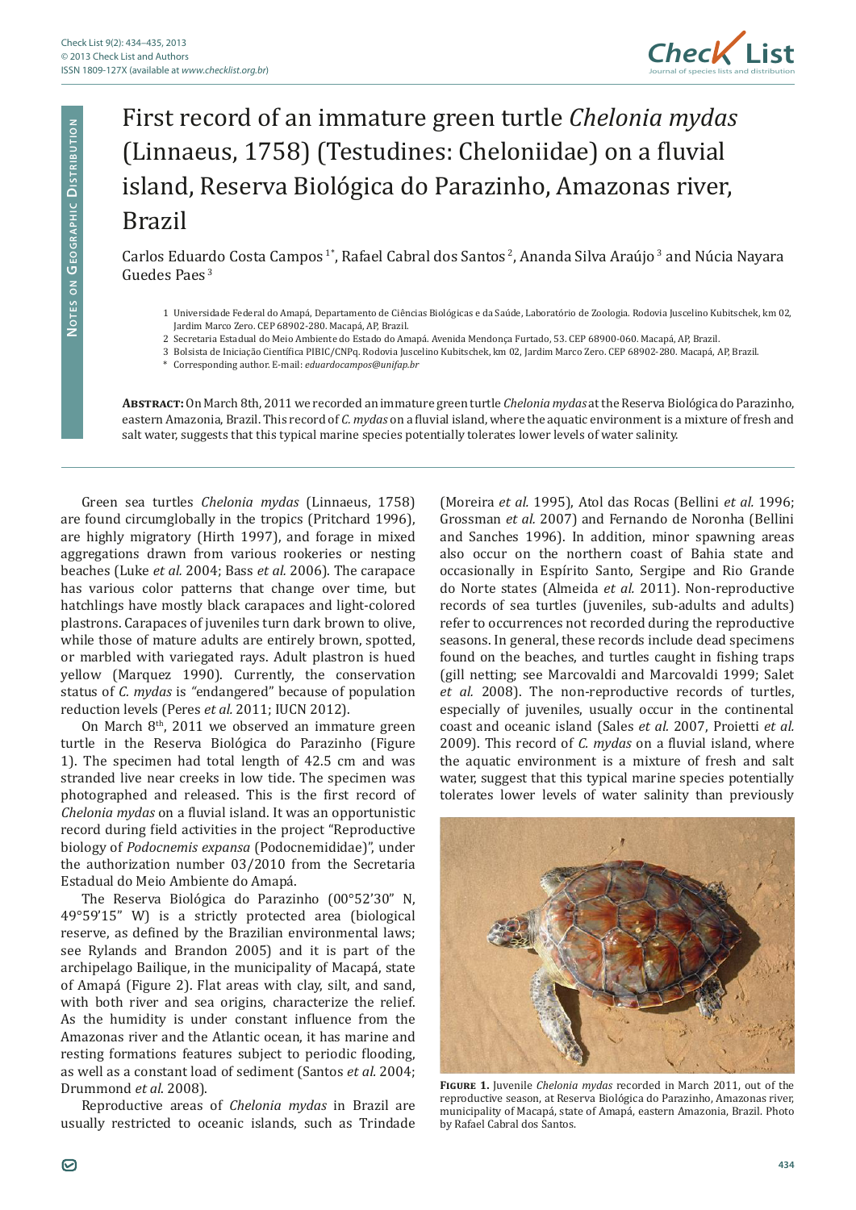# First record of an immature green turtle *Chelonia mydas* (Linnaeus, 1758) (Testudines: Cheloniidae) on a fluvial island, Reserva Biológica do Parazinho, Amazonas river, Brazil

Carlos Eduardo Costa Campos [1*], Rafael Cabral dos Santos [2], Ananda Silva Araújo [3] and Núcia Nayara Guedes Paes [3]

1 Universidade Federal do Amapá, Departamento de Ciências Biológicas e da Saúde, Laboratório de Zoologia. Rodovia Juscelino Kubitschek, km 02, Jardim Marco Zero. CEP 68902-280. Macapá, AP, Brazil.

2 Secretaria Estadual do Meio Ambiente do Estado do Amapá. Avenida Mendonça Furtado, 53. CEP 68900-060. Macapá, AP, Brazil.

3 Bolsista de Iniciação Científica PIBIC/CNPq. Rodovia Juscelino Kubitschek, km 02, Jardim Marco Zero. CEP 68902-280. Macapá, AP, Brazil.

\* Corresponding author. E-mail: *eduardocampos@unifap.br*

**Abstract:** On March 8th, 2011 we recorded an immature green turtle *Chelonia mydas* at the Reserva Biológica do Parazinho, eastern Amazonia, Brazil. This record of *C. mydas* on a fluvial island, where the aquatic environment is a mixture of fresh and salt water, suggests that this typical marine species potentially tolerates lower levels of water salinity.

Green sea turtles *Chelonia mydas* (Linnaeus, 1758) are found circumglobally in the tropics (Pritchard 1996), are highly migratory (Hirth 1997), and forage in mixed aggregations drawn from various rookeries or nesting beaches (Luke *et al.* 2004; Bass *et al.* 2006). The carapace has various color patterns that change over time, but hatchlings have mostly black carapaces and light-colored plastrons. Carapaces of juveniles turn dark brown to olive, while those of mature adults are entirely brown, spotted, or marbled with variegated rays. Adult plastron is hued yellow (Marquez 1990). Currently, the conservation status of *C. mydas* is "endangered" because of population reduction levels (Peres *et al.* 2011; IUCN 2012).

On March 8th, 2011 we observed an immature green turtle in the Reserva Biológica do Parazinho (Figure 1). The specimen had total length of 42.5 cm and was stranded live near creeks in low tide. The specimen was photographed and released. This is the first record of *Chelonia mydas* on a fluvial island. It was an opportunistic record during field activities in the project "Reproductive biology of *Podocnemis expansa* (Podocnemididae)", under the authorization number 03/2010 from the Secretaria Estadual do Meio Ambiente do Amapá.

The Reserva Biológica do Parazinho (00°52'30" N, 49°59'15" W) is a strictly protected area (biological reserve, as defined by the Brazilian environmental laws; see Rylands and Brandon 2005) and it is part of the archipelago Bailique, in the municipality of Macapá, state of Amapá (Figure 2). Flat areas with clay, silt, and sand, with both river and sea origins, characterize the relief. As the humidity is under constant influence from the Amazonas river and the Atlantic ocean, it has marine and resting formations features subject to periodic flooding, as well as a constant load of sediment (Santos *et al.* 2004; Drummond *et al*. 2008).

Reproductive areas of *Chelonia mydas* in Brazil are usually restricted to oceanic islands, such as Trindade (Moreira *et al.* 1995), Atol das Rocas (Bellini *et al.* 1996; Grossman *et al.* 2007) and Fernando de Noronha (Bellini and Sanches 1996). In addition, minor spawning areas also occur on the northern coast of Bahia state and occasionally in Espírito Santo, Sergipe and Rio Grande do Norte states (Almeida *et al.* 2011). Non-reproductive records of sea turtles (juveniles, sub-adults and adults) refer to occurrences not recorded during the reproductive seasons. In general, these records include dead specimens found on the beaches, and turtles caught in fishing traps (gill netting; see Marcovaldi and Marcovaldi 1999; Salet *et al.* 2008). The non-reproductive records of turtles, especially of juveniles, usually occur in the continental coast and oceanic island (Sales *et al.* 2007, Proietti *et al.* 2009). This record of *C. mydas* on a fluvial island, where the aquatic environment is a mixture of fresh and salt water, suggest that this typical marine species potentially tolerates lower levels of water salinity than previously

**Figure 1.** Juvenile *Chelonia mydas* recorded in March 2011, out of the reproductive season, at Reserva Biológica do Parazinho, Amazonas river, municipality of Macapá, state of Amapá, eastern Amazonia, Brazil. Photo by Rafael Cabral dos Santos.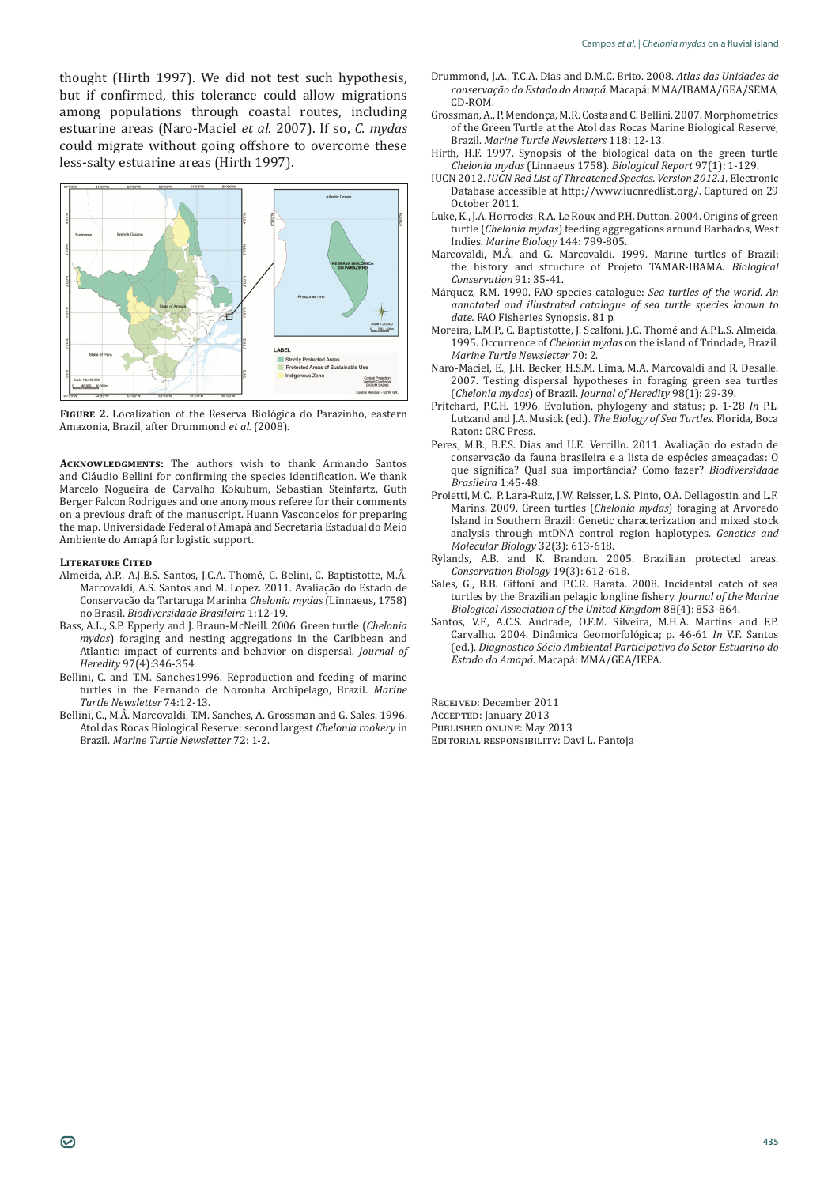thought (Hirth 1997). We did not test such hypothesis, but if confirmed, this tolerance could allow migrations among populations through coastal routes, including estuarine areas (Naro-Maciel *et al.* 2007). If so, *C. mydas* could migrate without going offshore to overcome these less-salty estuarine areas (Hirth 1997).

**Figure 2.** Localization of the Reserva Biológica do Parazinho, eastern Amazonia, Brazil, after Drummond *et al.* (2008).

**Acknowledgments:** The authors wish to thank Armando Santos and Cláudio Bellini for confirming the species identification. We thank Marcelo Nogueira de Carvalho Kokubum, Sebastian Steinfartz, Guth Berger Falcon Rodrigues and one anonymous referee for their comments on a previous draft of the manuscript. Huann Vasconcelos for preparing the map. Universidade Federal of Amapá and Secretaria Estadual do Meio Ambiente do Amapá for logistic support.

## Literature Cited

Almeida, A.P., A.J.B.S. Santos, J.C.A. Thomé, C. Belini, C. Baptistotte, M.Â. Marcovaldi, A.S. Santos and M. Lopez. 2011. Avaliação do Estado de Conservação da Tartaruga Marinha *Chelonia mydas* (Linnaeus, 1758) no Brasil. *Biodiversidade Brasileira* 1:12-19.

Bass, A.L., S.P. Epperly and J. Braun-McNeill. 2006. Green turtle (*Chelonia mydas*) foraging and nesting aggregations in the Caribbean and Atlantic: impact of currents and behavior on dispersal. *Journal of Heredity* 97(4):346-354.

Bellini, C. and T.M. Sanches 1996. Reproduction and feeding of marine turtles in the Fernando de Noronha Archipelago, Brazil. *Marine Turtle Newsletter* 74:12-13.

Bellini, C., M.Â. Marcovaldi, T.M. Sanches, A. Grossman and G. Sales. 1996. Atol das Rocas Biological Reserve: second largest *Chelonia rookery* in Brazil. *Marine Turtle Newsletter* 72: 1-2.

Drummond, J.A., T.C.A. Dias and D.M.C. Brito. 2008. *Atlas das Unidades de conservação do Estado do Amapá.* Macapá: MMA/IBAMA/GEA/SEMA, CD-ROM.

Grossman, A., P. Mendonça, M.R. Costa and C. Bellini. 2007. Morphometrics of the Green Turtle at the Atol das Rocas Marine Biological Reserve, Brazil. *Marine Turtle Newsletters* 118: 12-13.

Hirth, H.F. 1997. Synopsis of the biological data on the green turtle *Chelonia mydas* (Linnaeus 1758). *Biological Report* 97(1): 1-129.

IUCN 2012. *IUCN Red List of Threatened Species. Version 2012.1.* Electronic Database accessible at http://www.iucnredlist.org/. Captured on 29 October 2011.

Luke, K., J.A. Horrocks, R.A. Le Roux and P.H. Dutton. 2004. Origins of green turtle (*Chelonia mydas*) feeding aggregations around Barbados, West Indies. *Marine Biology* 144: 799-805.

Marcovaldi, M.Â. and G. Marcovaldi. 1999. Marine turtles of Brazil: the history and structure of Projeto TAMAR-IBAMA. *Biological Conservation* 91: 35-41.

Márquez, R.M. 1990. FAO species catalogue: *Sea turtles of the world. An annotated and illustrated catalogue of sea turtle species known to date.* FAO Fisheries Synopsis. 81 p.

Moreira, L.M.P., C. Baptistotte, J. Scalfoni, J.C. Thomé and A.P.L.S. Almeida. 1995. Occurrence of *Chelonia mydas* on the island of Trindade, Brazil. *Marine Turtle Newsletter* 70: 2.

Naro-Maciel, E., J.H. Becker, H.S.M. Lima, M.A. Marcovaldi and R. Desalle. 2007. Testing dispersal hypotheses in foraging green sea turtles (*Chelonia mydas*) of Brazil. *Journal of Heredity* 98(1): 29-39.

Pritchard, P.C.H. 1996. Evolution, phylogeny and status; p. 1-28 *In* P.L. Lutzand and J.A. Musick (ed.). *The Biology of Sea Turtles.* Florida, Boca Raton: CRC Press.

Peres, M.B., B.F.S. Dias and U.E. Vercillo. 2011. Avaliação do estado de conservação da fauna brasileira e a lista de espécies ameaçadas: O que significa? Qual sua importância? Como fazer? *Biodiversidade Brasileira* 1:45-48.

Proietti, M.C., P. Lara-Ruiz, J.W. Reisser, L.S. Pinto, O.A. Dellagostin. and L.F. Marins. 2009. Green turtles (*Chelonia mydas*) foraging at Arvoredo Island in Southern Brazil: Genetic characterization and mixed stock analysis through mtDNA control region haplotypes. *Genetics and Molecular Biology* 32(3): 613-618.

Rylands, A.B. and K. Brandon. 2005. Brazilian protected areas. *Conservation Biology* 19(3): 612-618.

Sales, G., B.B. Giffoni and P.C.R. Barata. 2008. Incidental catch of sea turtles by the Brazilian pelagic longline fishery. *Journal of the Marine Biological Association of the United Kingdom* 88(4): 853-864.

Santos, V.F., A.C.S. Andrade, O.F.M. Silveira, M.H.A. Martins and F.P. Carvalho. 2004. Dinâmica Geomorfológica; p. 46-61 *In* V.F. Santos (ed.). *Diagnostico Sócio Ambiental Participativo do Setor Estuarino do Estado do Amapá.* Macapá: MMA/GEA/IEPA.

Received: December 2011
Accepted: January 2013
Published online: May 2013
Editorial responsibility: Davi L. Pantoja